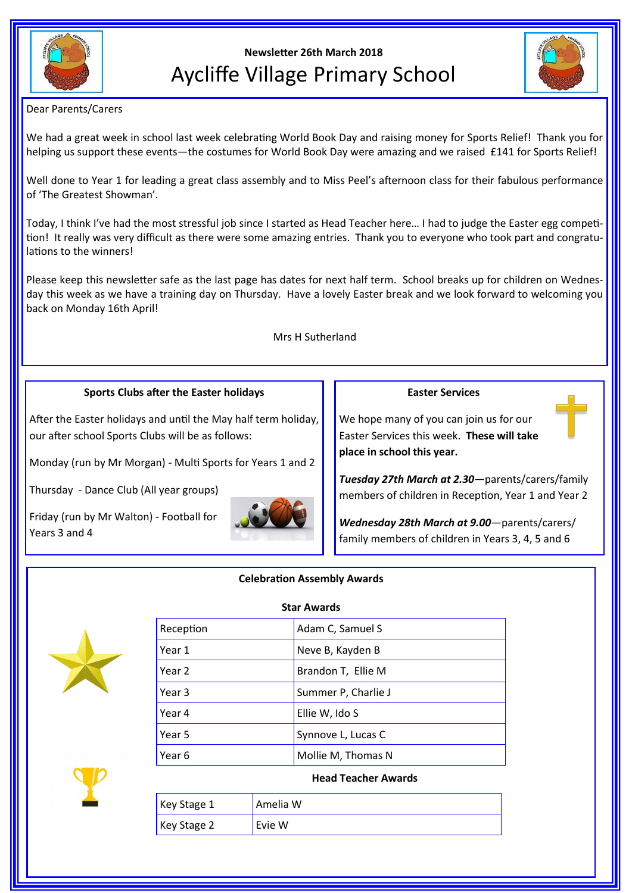Newsletter 26th March 2018

# Aycliffe Village Primary School

Dear Parents/Carers

We had a great week in school last week celebrating World Book Day and raising money for Sports Relief! Thank you for helping us support these events—the costumes for World Book Day were amazing and we raised £141 for Sports Relief!

Well done to Year 1 for leading a great class assembly and to Miss Peel's afternoon class for their fabulous performance of 'The Greatest Showman'.

Today, I think I've had the most stressful job since I started as Head Teacher here… I had to judge the Easter egg competition! It really was very difficult as there were some amazing entries. Thank you to everyone who took part and congratulations to the winners!

Please keep this newsletter safe as the last page has dates for next half term. School breaks up for children on Wednesday this week as we have a training day on Thursday. Have a lovely Easter break and we look forward to welcoming you back on Monday 16th April!

Mrs H Sutherland

## Sports Clubs after the Easter holidays

After the Easter holidays and until the May half term holiday, our after school Sports Clubs will be as follows:

Monday (run by Mr Morgan) - Multi Sports for Years 1 and 2

Thursday - Dance Club (All year groups)

Friday (run by Mr Walton) - Football for Years 3 and 4

## Easter Services

We hope many of you can join us for our Easter Services this week. **These will take place in school this year.**

***Tuesday 27th March at 2.30***—parents/carers/family members of children in Reception, Year 1 and Year 2

***Wednesday 28th March at 9.00***—parents/carers/family members of children in Years 3, 4, 5 and 6

## Celebration Assembly Awards

### Star Awards

| | |
|---|---|
| Reception | Adam C, Samuel S |
| Year 1 | Neve B, Kayden B |
| Year 2 | Brandon T, Ellie M |
| Year 3 | Summer P, Charlie J |
| Year 4 | Ellie W, Ido S |
| Year 5 | Synnove L, Lucas C |
| Year 6 | Mollie M, Thomas N |

### Head Teacher Awards

| | |
|---|---|
| Key Stage 1 | Amelia W |
| Key Stage 2 | Evie W |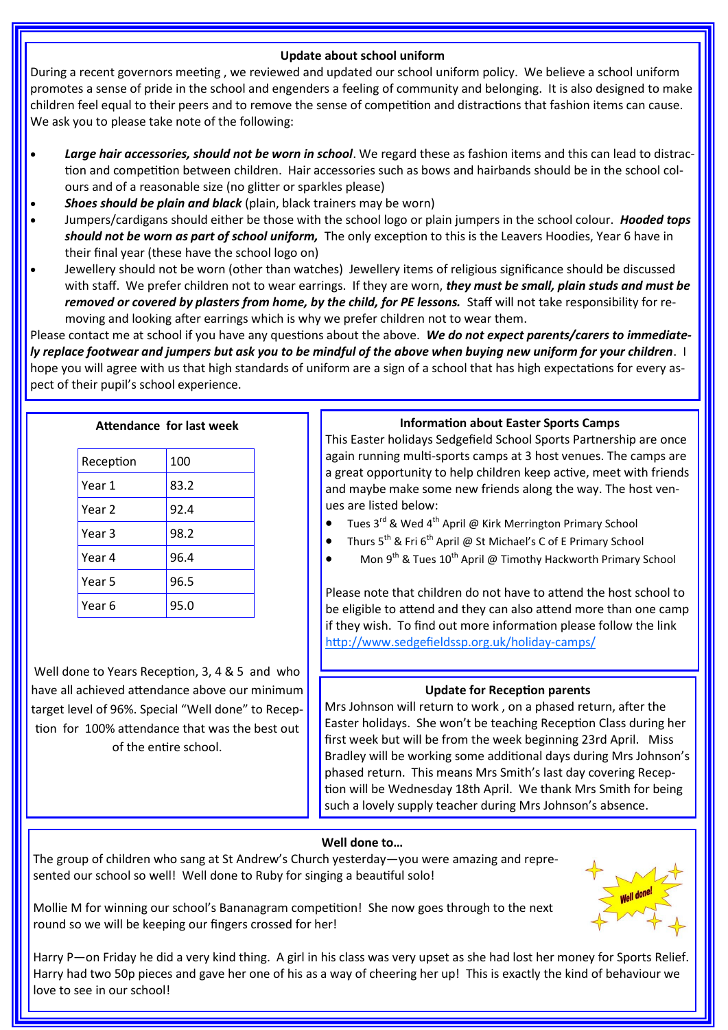## Update about school uniform

During a recent governors meeting , we reviewed and updated our school uniform policy. We believe a school uniform promotes a sense of pride in the school and engenders a feeling of community and belonging. It is also designed to make children feel equal to their peers and to remove the sense of competition and distractions that fashion items can cause. We ask you to please take note of the following:

- ***Large hair accessories, should not be worn in school***. We regard these as fashion items and this can lead to distraction and competition between children. Hair accessories such as bows and hairbands should be in the school colours and of a reasonable size (no glitter or sparkles please)
- ***Shoes should be plain and black*** (plain, black trainers may be worn)
- Jumpers/cardigans should either be those with the school logo or plain jumpers in the school colour. ***Hooded tops should not be worn as part of school uniform,*** The only exception to this is the Leavers Hoodies, Year 6 have in their final year (these have the school logo on)
- Jewellery should not be worn (other than watches) Jewellery items of religious significance should be discussed with staff. We prefer children not to wear earrings. If they are worn, ***they must be small, plain studs and must be removed or covered by plasters from home, by the child, for PE lessons.*** Staff will not take responsibility for removing and looking after earrings which is why we prefer children not to wear them.

Please contact me at school if you have any questions about the above. ***We do not expect parents/carers to immediately replace footwear and jumpers but ask you to be mindful of the above when buying new uniform for your children***. I hope you will agree with us that high standards of uniform are a sign of a school that has high expectations for every aspect of their pupil's school experience.

## Attendance for last week

| Class | Attendance |
|---|---|
| Reception | 100 |
| Year 1 | 83.2 |
| Year 2 | 92.4 |
| Year 3 | 98.2 |
| Year 4 | 96.4 |
| Year 5 | 96.5 |
| Year 6 | 95.0 |

Well done to Years Reception, 3, 4 & 5 and who have all achieved attendance above our minimum target level of 96%. Special "Well done" to Reception for 100% attendance that was the best out of the entire school.

## Information about Easter Sports Camps

This Easter holidays Sedgefield School Sports Partnership are once again running multi-sports camps at 3 host venues. The camps are a great opportunity to help children keep active, meet with friends and maybe make some new friends along the way. The host venues are listed below:

- Tues 3rd & Wed 4th April @ Kirk Merrington Primary School
- Thurs 5th & Fri 6th April @ St Michael's C of E Primary School
- Mon 9th & Tues 10th April @ Timothy Hackworth Primary School

Please note that children do not have to attend the host school to be eligible to attend and they can also attend more than one camp if they wish. To find out more information please follow the link http://www.sedgefieldssp.org.uk/holiday-camps/

## Update for Reception parents

Mrs Johnson will return to work , on a phased return, after the Easter holidays. She won't be teaching Reception Class during her first week but will be from the week beginning 23rd April. Miss Bradley will be working some additional days during Mrs Johnson's phased return. This means Mrs Smith's last day covering Reception will be Wednesday 18th April. We thank Mrs Smith for being such a lovely supply teacher during Mrs Johnson's absence.

## Well done to…

The group of children who sang at St Andrew's Church yesterday—you were amazing and represented our school so well! Well done to Ruby for singing a beautiful solo!

Mollie M for winning our school's Bananagram competition! She now goes through to the next round so we will be keeping our fingers crossed for her!

Harry P—on Friday he did a very kind thing. A girl in his class was very upset as she had lost her money for Sports Relief. Harry had two 50p pieces and gave her one of his as a way of cheering her up! This is exactly the kind of behaviour we love to see in our school!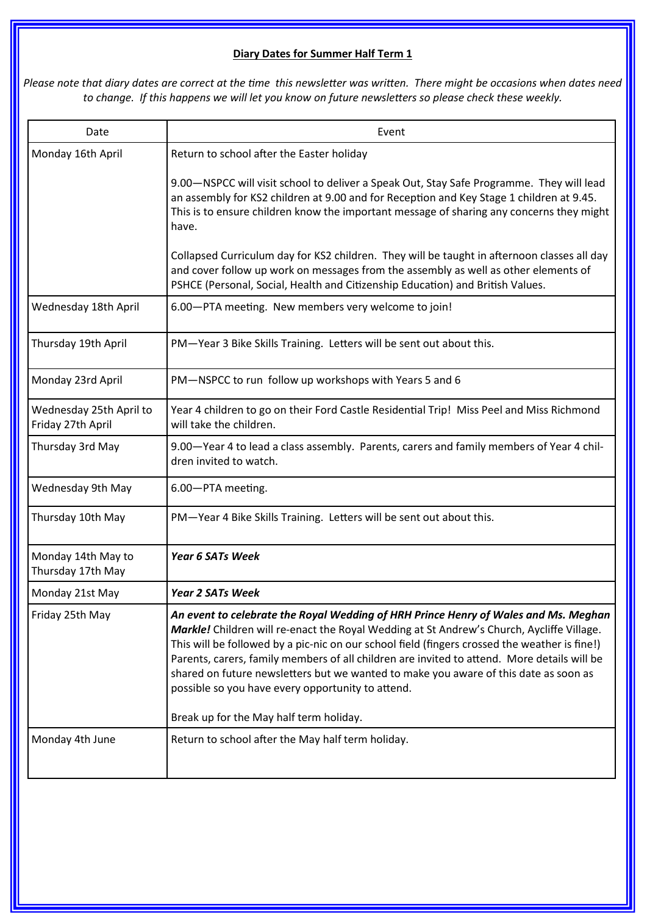## **Diary Dates for Summer Half Term 1**

*Please note that diary dates are correct at the time this newsletter was written. There might be occasions when dates need to change. If this happens we will let you know on future newsletters so please check these weekly.*

| Date | Event |
|---|---|
| Monday 16th April | Return to school after the Easter holiday<br><br>9.00—NSPCC will visit school to deliver a Speak Out, Stay Safe Programme. They will lead an assembly for KS2 children at 9.00 and for Reception and Key Stage 1 children at 9.45. This is to ensure children know the important message of sharing any concerns they might have.<br><br>Collapsed Curriculum day for KS2 children. They will be taught in afternoon classes all day and cover follow up work on messages from the assembly as well as other elements of PSHCE (Personal, Social, Health and Citizenship Education) and British Values. |
| Wednesday 18th April | 6.00—PTA meeting. New members very welcome to join! |
| Thursday 19th April | PM—Year 3 Bike Skills Training. Letters will be sent out about this. |
| Monday 23rd April | PM—NSPCC to run follow up workshops with Years 5 and 6 |
| Wednesday 25th April to Friday 27th April | Year 4 children to go on their Ford Castle Residential Trip! Miss Peel and Miss Richmond will take the children. |
| Thursday 3rd May | 9.00—Year 4 to lead a class assembly. Parents, carers and family members of Year 4 children invited to watch. |
| Wednesday 9th May | 6.00—PTA meeting. |
| Thursday 10th May | PM—Year 4 Bike Skills Training. Letters will be sent out about this. |
| Monday 14th May to Thursday 17th May | ***Year 6 SATs Week*** |
| Monday 21st May | ***Year 2 SATs Week*** |
| Friday 25th May | ***An event to celebrate the Royal Wedding of HRH Prince Henry of Wales and Ms. Meghan Markle!*** Children will re-enact the Royal Wedding at St Andrew's Church, Aycliffe Village. This will be followed by a pic-nic on our school field (fingers crossed the weather is fine!) Parents, carers, family members of all children are invited to attend. More details will be shared on future newsletters but we wanted to make you aware of this date as soon as possible so you have every opportunity to attend.<br><br>Break up for the May half term holiday. |
| Monday 4th June | Return to school after the May half term holiday. |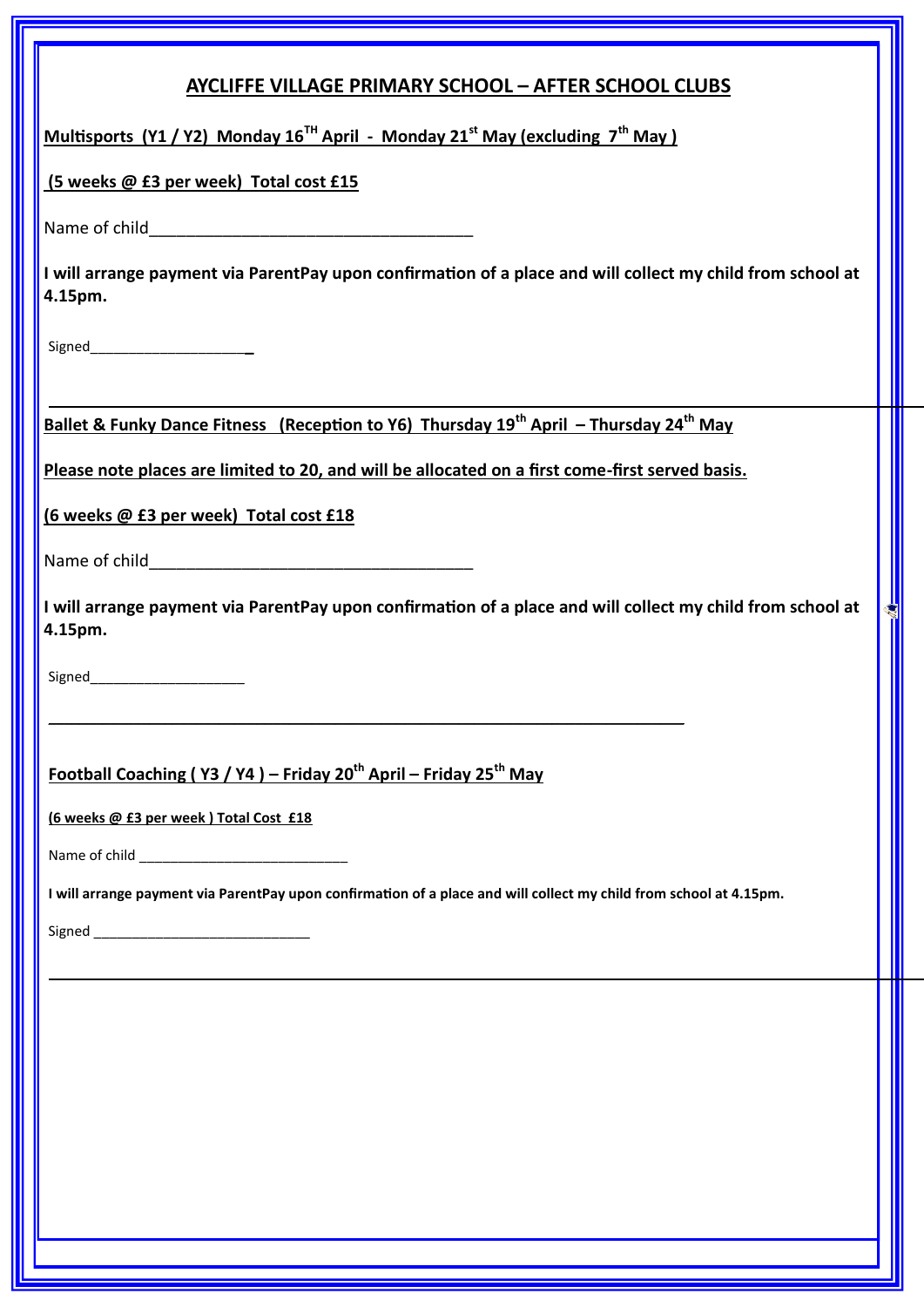# AYCLIFFE VILLAGE PRIMARY SCHOOL – AFTER SCHOOL CLUBS

**Multisports (Y1 / Y2) Monday 16TH April - Monday 21st May (excluding 7th May )**

**(5 weeks @ £3 per week) Total cost £15**

Name of child___________________________________

**I will arrange payment via ParentPay upon confirmation of a place and will collect my child from school at 4.15pm.**

Signed_____________________

---

**Ballet & Funky Dance Fitness (Reception to Y6) Thursday 19th April – Thursday 24th May**

**Please note places are limited to 20, and will be allocated on a first come-first served basis.**

**(6 weeks @ £3 per week) Total cost £18**

Name of child___________________________________

**I will arrange payment via ParentPay upon confirmation of a place and will collect my child from school at 4.15pm.**

Signed_____________________

---

**Football Coaching ( Y3 / Y4 ) – Friday 20th April – Friday 25th May**

**(6 weeks @ £3 per week ) Total Cost £18**

Name of child ___________________________

**I will arrange payment via ParentPay upon confirmation of a place and will collect my child from school at 4.15pm.**

Signed ____________________________

---